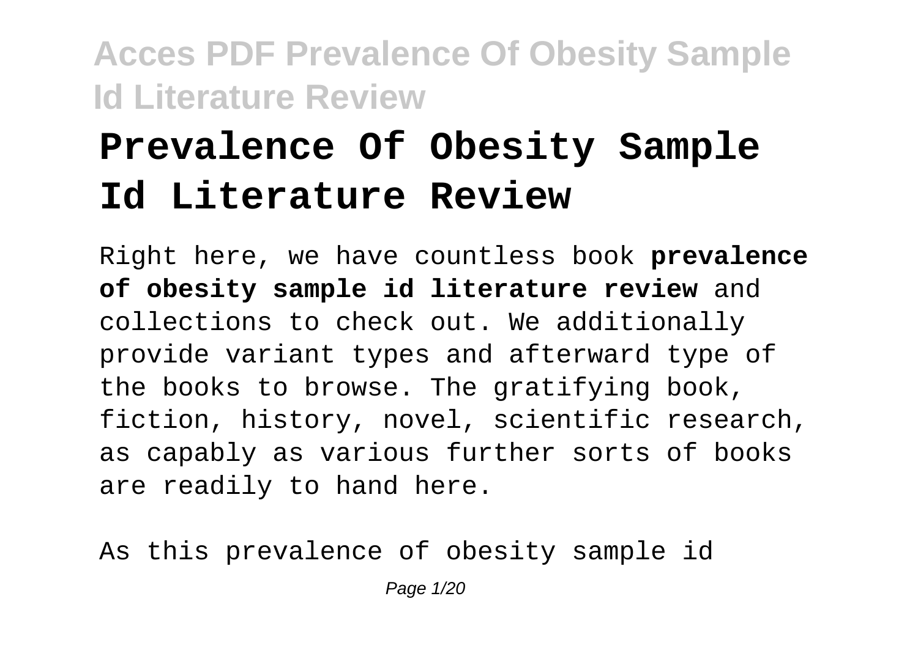# Prevalence Of Obesity Sample Id Literature Review

Right here, we have countless book **prevalence of obesity sample id literature review** and collections to check out. We additionally provide variant types and afterward type of the books to browse. The gratifying book, fiction, history, novel, scientific research, as capably as various further sorts of books are readily to hand here.

As this prevalence of obesity sample id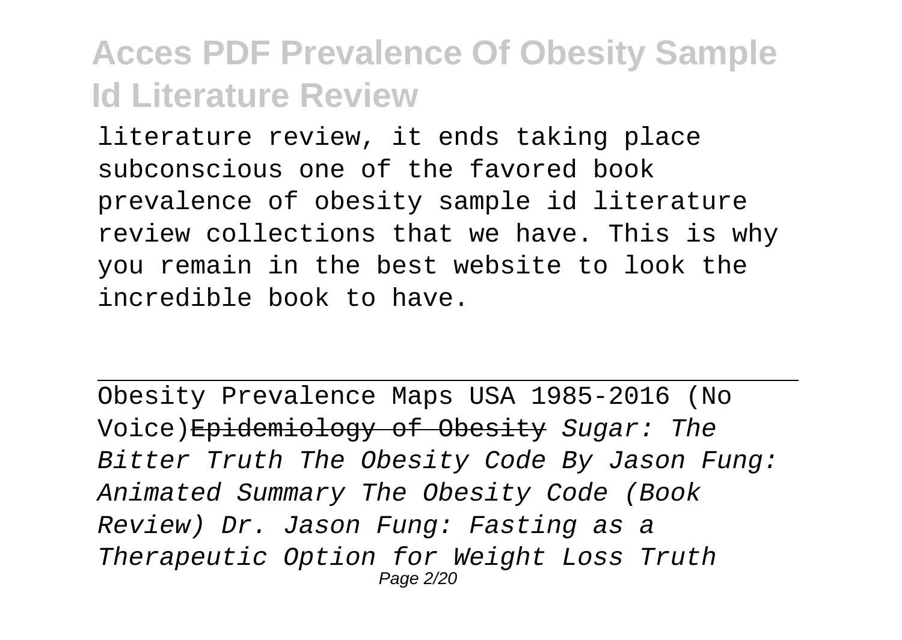literature review, it ends taking place subconscious one of the favored book prevalence of obesity sample id literature review collections that we have. This is why you remain in the best website to look the incredible book to have.

---

Obesity Prevalence Maps USA 1985-2016 (No Voice)~~Epidemiology of Obesity~~ *Sugar: The Bitter Truth The Obesity Code By Jason Fung: Animated Summary The Obesity Code (Book Review) Dr. Jason Fung: Fasting as a Therapeutic Option for Weight Loss Truth*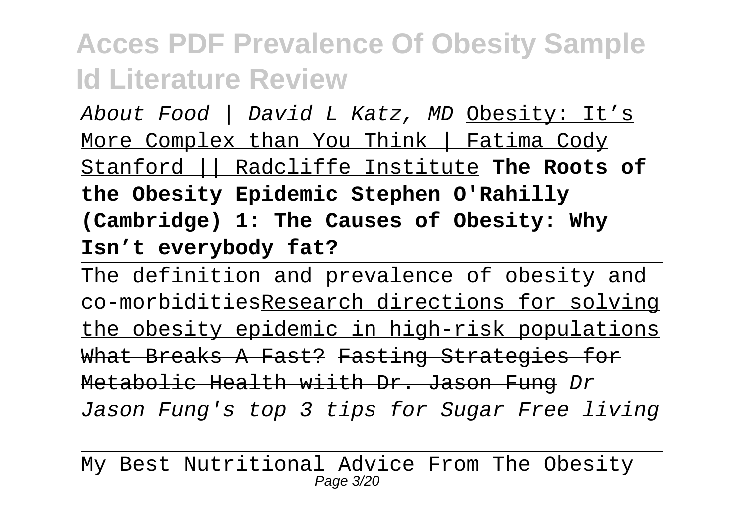*About Food | David L Katz, MD* Obesity: It's More Complex than You Think | Fatima Cody Stanford || Radcliffe Institute **The Roots of the Obesity Epidemic Stephen O'Rahilly (Cambridge) 1: The Causes of Obesity: Why Isn't everybody fat?**

The definition and prevalence of obesity and co-morbiditiesResearch directions for solving the obesity epidemic in high-risk populations ~~What Breaks A Fast? Fasting Strategies for Metabolic Health wiith Dr. Jason Fung~~ *Dr Jason Fung's top 3 tips for Sugar Free living*

My Best Nutritional Advice From The Obesity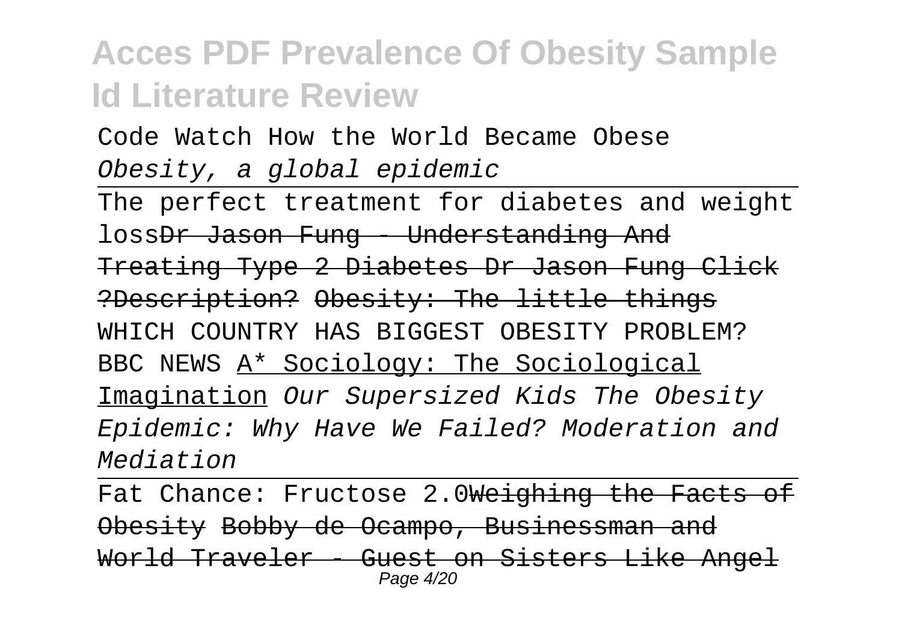Code Watch How the World Became Obese *Obesity, a global epidemic*

The perfect treatment for diabetes and weight loss~~Dr Jason Fung - Understanding And Treating Type 2 Diabetes Dr Jason Fung Click ?Description?~~ ~~Obesity: The little things~~ WHICH COUNTRY HAS BIGGEST OBESITY PROBLEM? BBC NEWS A* Sociology: The Sociological Imagination *Our Supersized Kids The Obesity Epidemic: Why Have We Failed? Moderation and Mediation*

Fat Chance: Fructose 2.0~~Weighing the Facts of Obesity~~ ~~Bobby de Ocampo, Businessman and World Traveler - Guest on Sisters Like Angel~~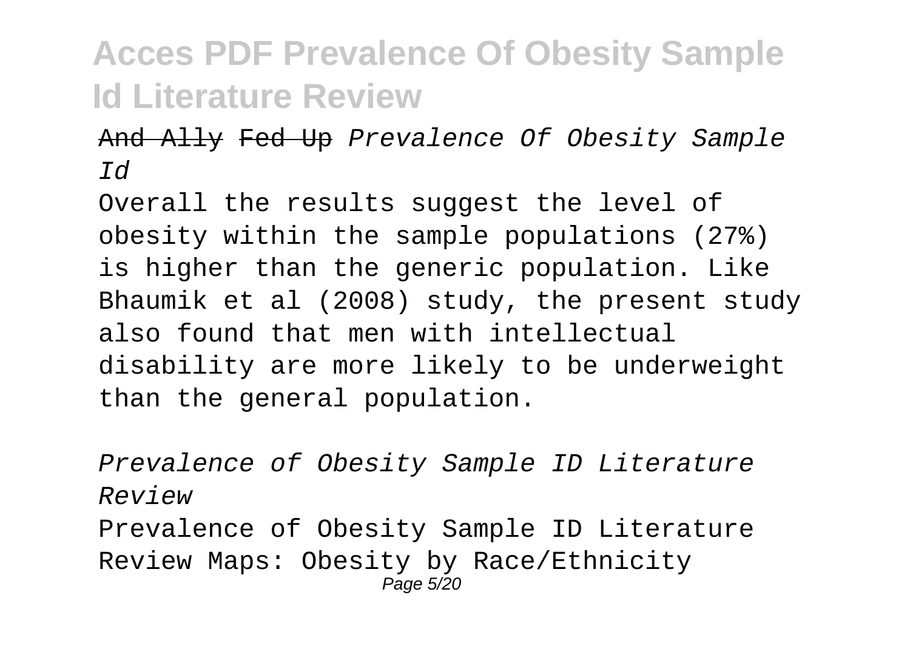~~And Ally~~ ~~Fed Up~~ *Prevalence Of Obesity Sample Id*

Overall the results suggest the level of obesity within the sample populations (27%) is higher than the generic population. Like Bhaumik et al (2008) study, the present study also found that men with intellectual disability are more likely to be underweight than the general population.

*Prevalence of Obesity Sample ID Literature Review*

Prevalence of Obesity Sample ID Literature Review Maps: Obesity by Race/Ethnicity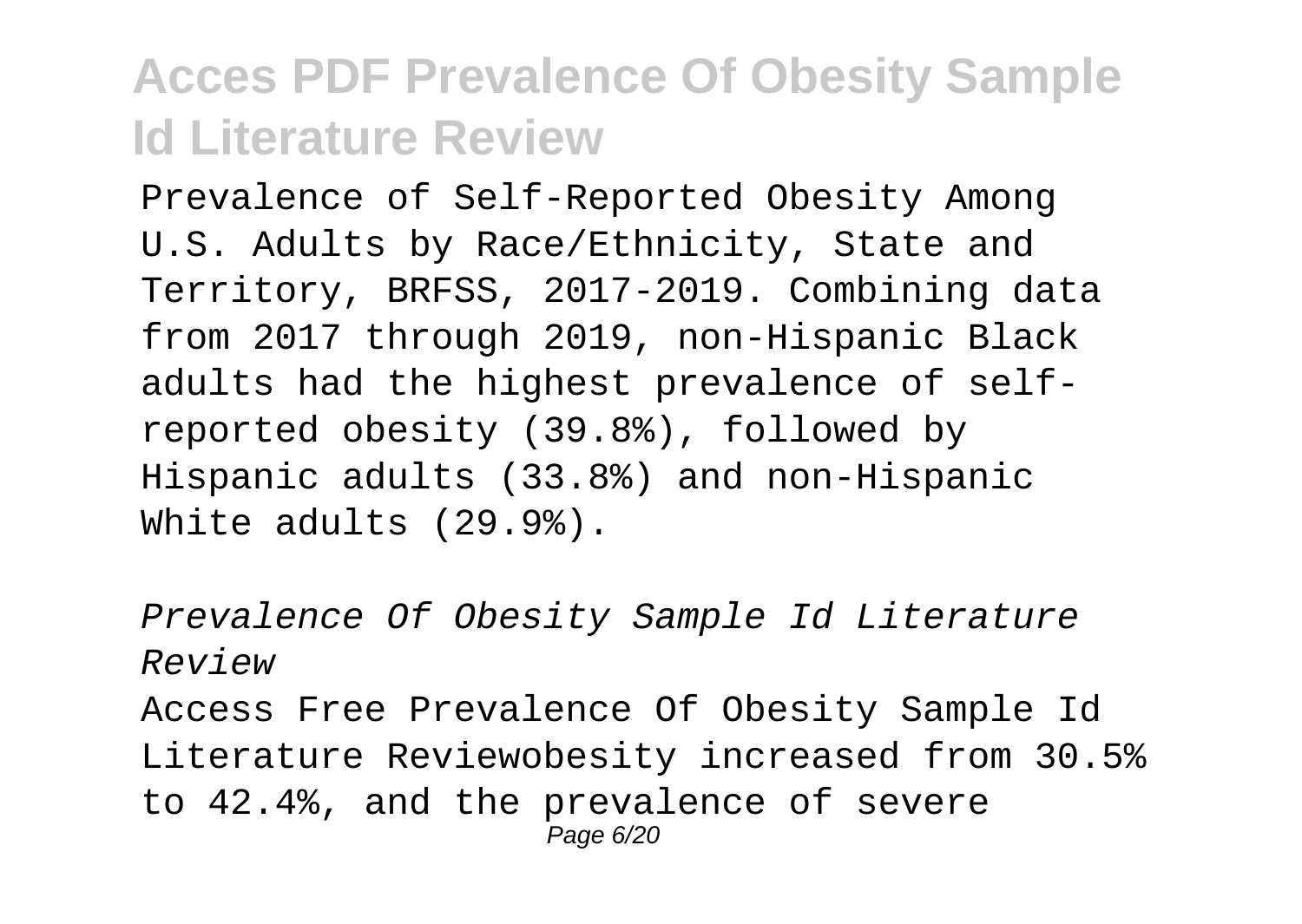Prevalence of Self-Reported Obesity Among U.S. Adults by Race/Ethnicity, State and Territory, BRFSS, 2017-2019. Combining data from 2017 through 2019, non-Hispanic Black adults had the highest prevalence of self-reported obesity (39.8%), followed by Hispanic adults (33.8%) and non-Hispanic White adults (29.9%).

*Prevalence Of Obesity Sample Id Literature Review*

Access Free Prevalence Of Obesity Sample Id Literature Reviewobesity increased from 30.5% to 42.4%, and the prevalence of severe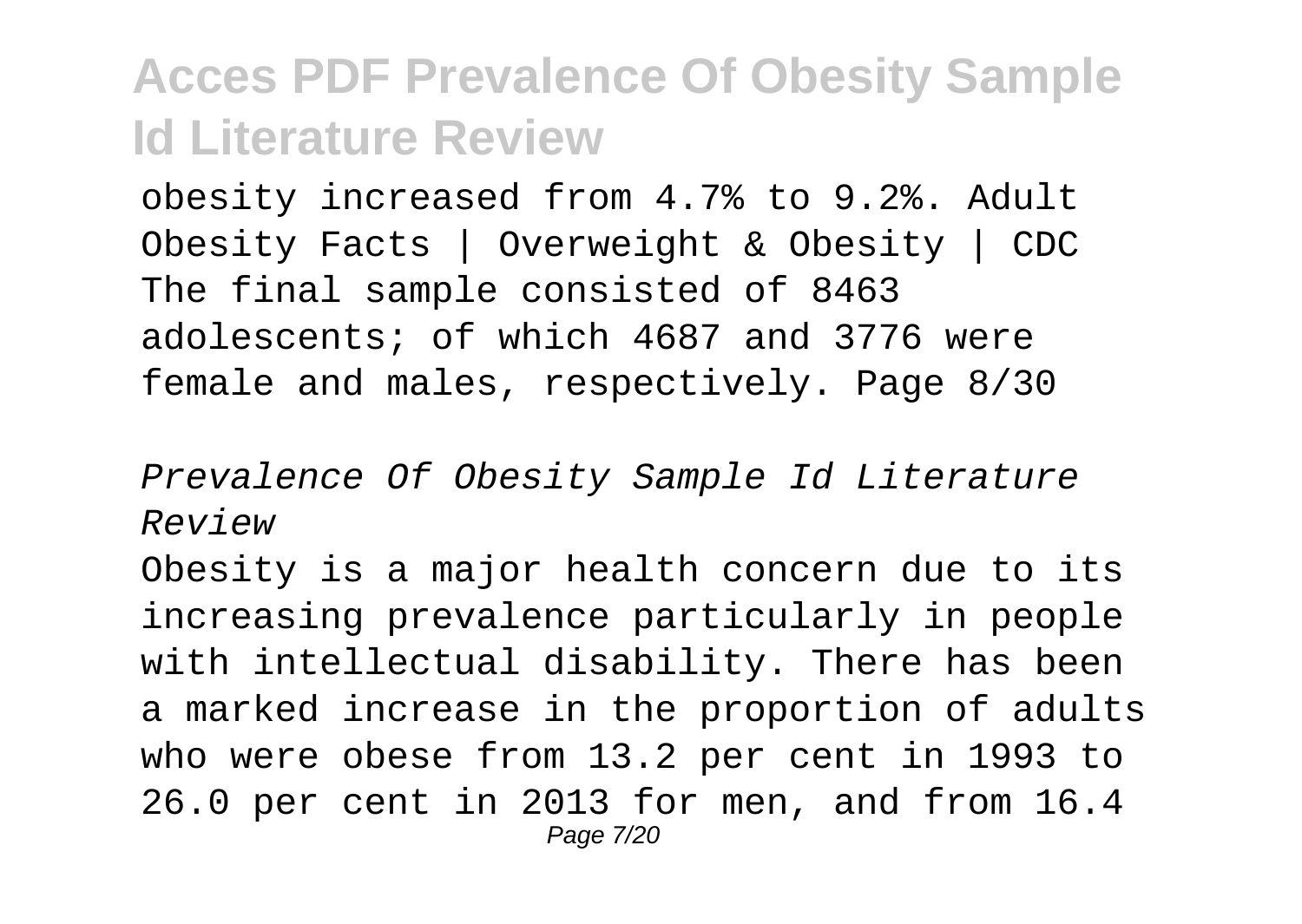obesity increased from 4.7% to 9.2%. Adult Obesity Facts | Overweight & Obesity | CDC The final sample consisted of 8463 adolescents; of which 4687 and 3776 were female and males, respectively. Page 8/30

*Prevalence Of Obesity Sample Id Literature Review*

Obesity is a major health concern due to its increasing prevalence particularly in people with intellectual disability. There has been a marked increase in the proportion of adults who were obese from 13.2 per cent in 1993 to 26.0 per cent in 2013 for men, and from 16.4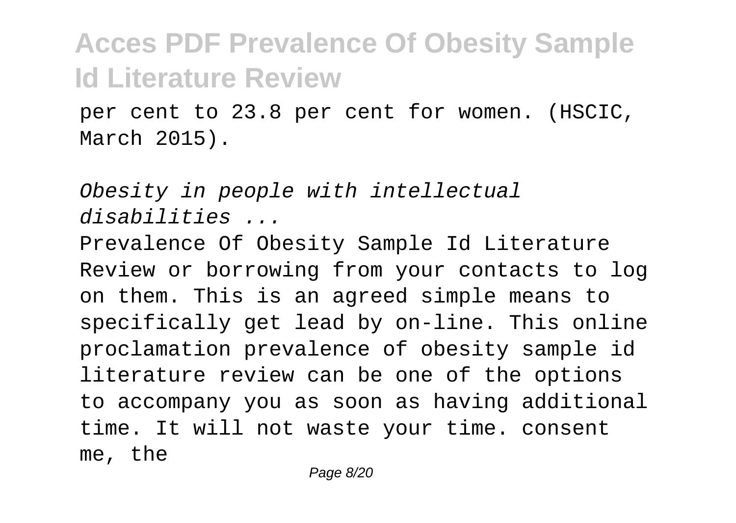per cent to 23.8 per cent for women. (HSCIC, March 2015).

*Obesity in people with intellectual disabilities ...*

Prevalence Of Obesity Sample Id Literature Review or borrowing from your contacts to log on them. This is an agreed simple means to specifically get lead by on-line. This online proclamation prevalence of obesity sample id literature review can be one of the options to accompany you as soon as having additional time. It will not waste your time. consent me, the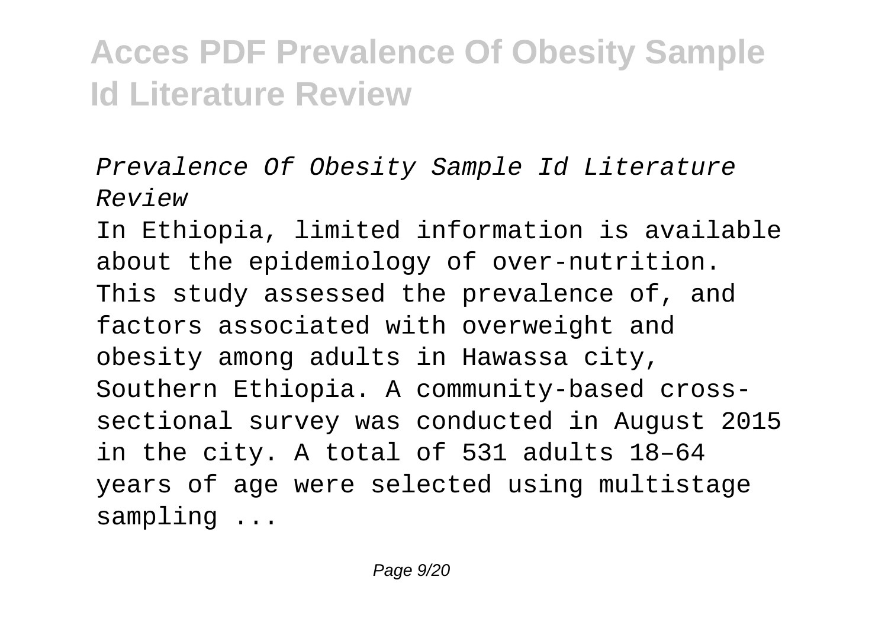*Prevalence Of Obesity Sample Id Literature Review*

In Ethiopia, limited information is available about the epidemiology of over-nutrition. This study assessed the prevalence of, and factors associated with overweight and obesity among adults in Hawassa city, Southern Ethiopia. A community-based cross-sectional survey was conducted in August 2015 in the city. A total of 531 adults 18–64 years of age were selected using multistage sampling ...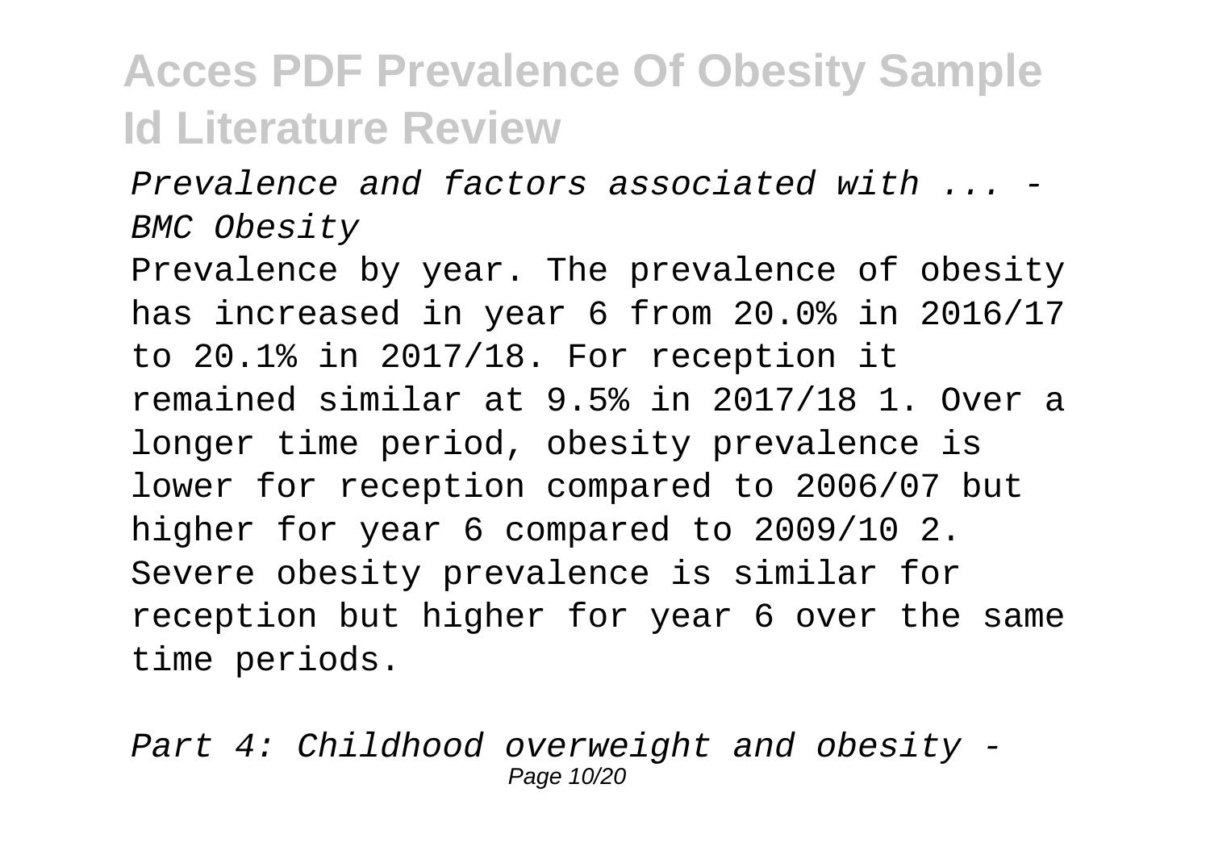*Prevalence and factors associated with ... - BMC Obesity*

Prevalence by year. The prevalence of obesity has increased in year 6 from 20.0% in 2016/17 to 20.1% in 2017/18. For reception it remained similar at 9.5% in 2017/18 1. Over a longer time period, obesity prevalence is lower for reception compared to 2006/07 but higher for year 6 compared to 2009/10 2. Severe obesity prevalence is similar for reception but higher for year 6 over the same time periods.

*Part 4: Childhood overweight and obesity -*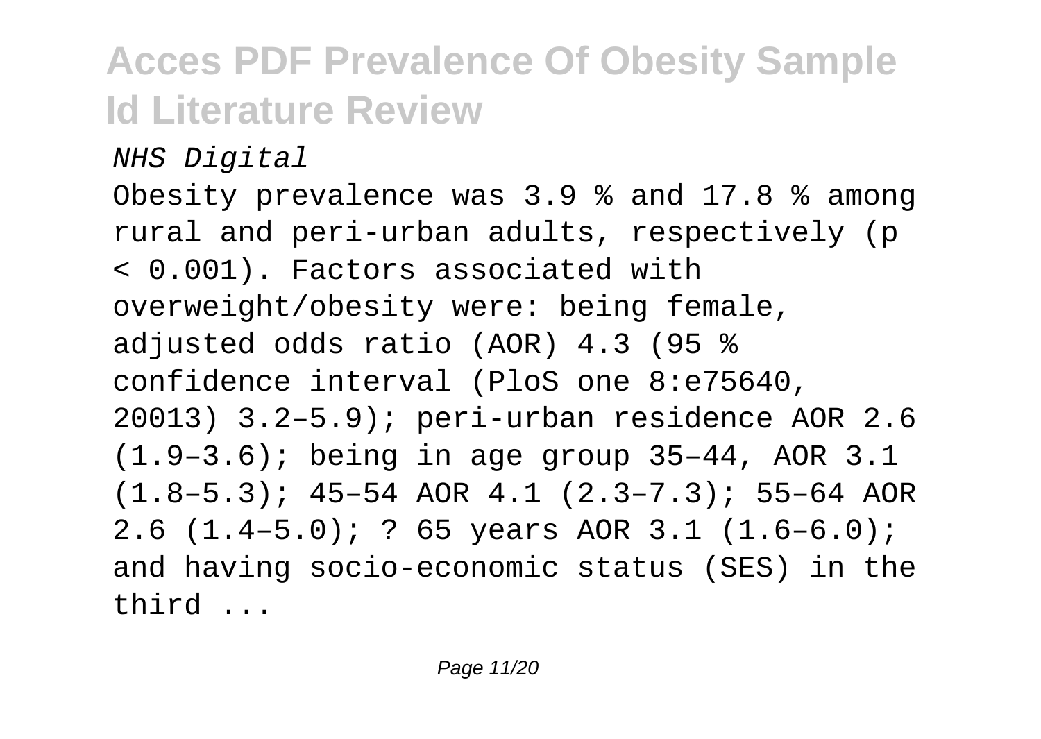*NHS Digital*

Obesity prevalence was 3.9 % and 17.8 % among rural and peri-urban adults, respectively ($p < 0.001$). Factors associated with overweight/obesity were: being female, adjusted odds ratio (AOR) 4.3 (95 % confidence interval (PloS one 8:e75640, 20013) 3.2–5.9); peri-urban residence AOR 2.6 (1.9–3.6); being in age group 35–44, AOR 3.1 (1.8–5.3); 45–54 AOR 4.1 (2.3–7.3); 55–64 AOR 2.6 (1.4–5.0); ? 65 years AOR 3.1 (1.6–6.0); and having socio-economic status (SES) in the third ...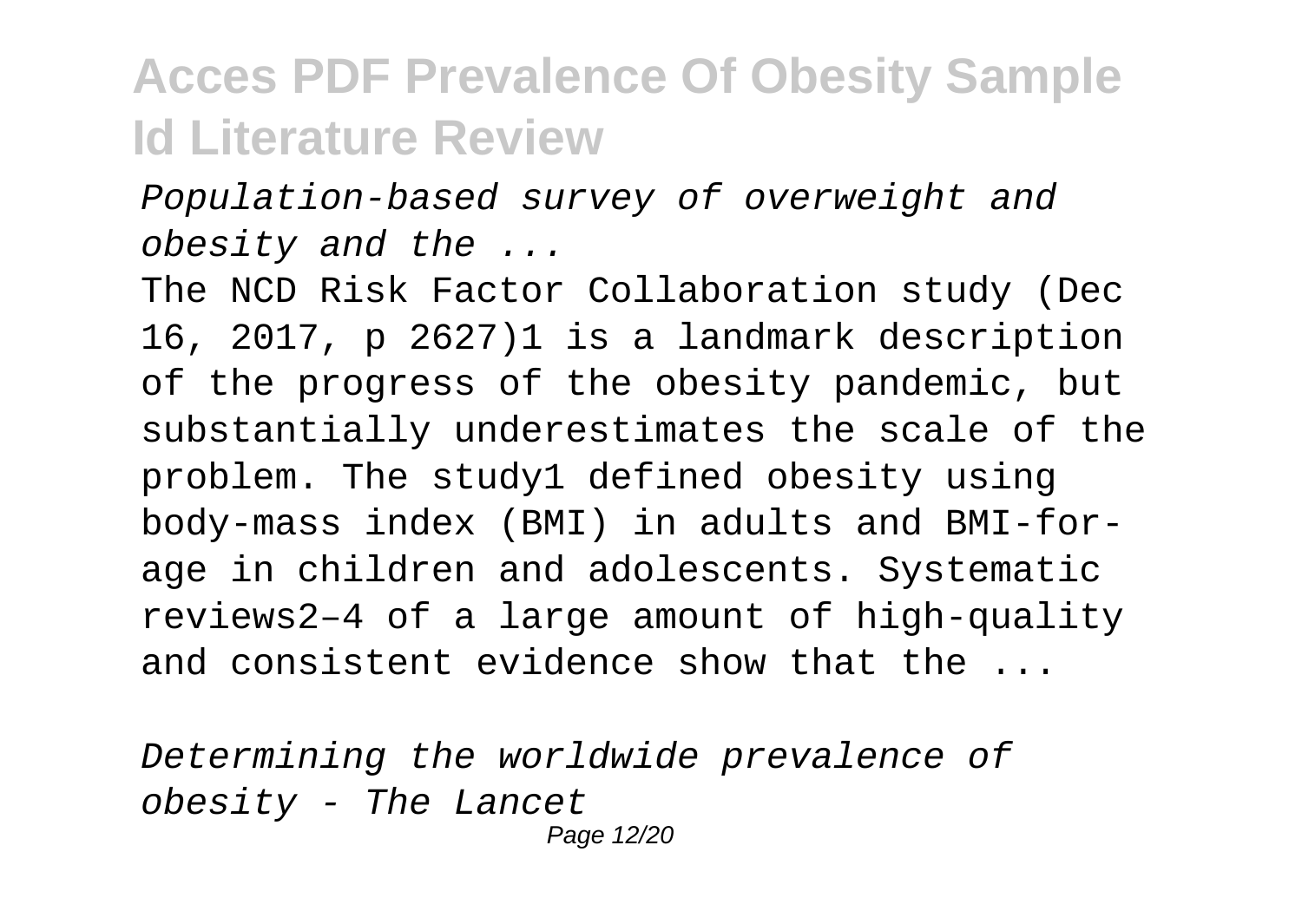*Population-based survey of overweight and obesity and the ...*

The NCD Risk Factor Collaboration study (Dec 16, 2017, p 2627)[1] is a landmark description of the progress of the obesity pandemic, but substantially underestimates the scale of the problem. The study[1] defined obesity using body-mass index (BMI) in adults and BMI-for-age in children and adolescents. Systematic reviews[2–4] of a large amount of high-quality and consistent evidence show that the ...

*Determining the worldwide prevalence of obesity - The Lancet*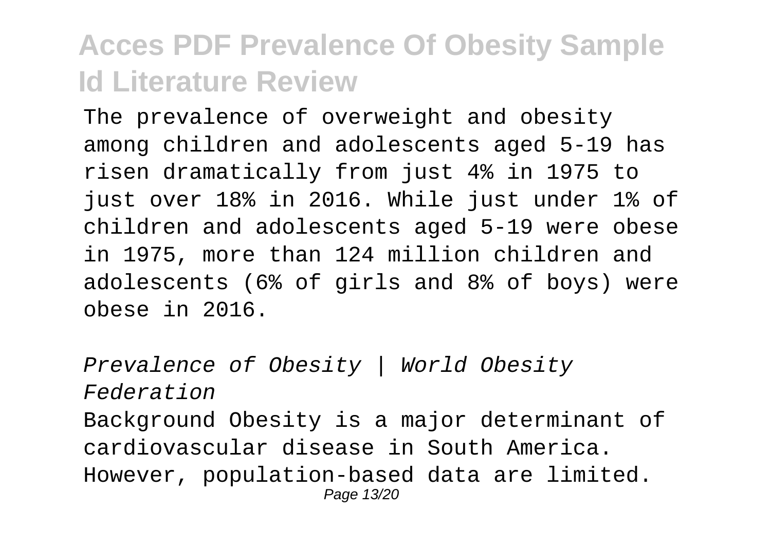The prevalence of overweight and obesity among children and adolescents aged 5-19 has risen dramatically from just 4% in 1975 to just over 18% in 2016. While just under 1% of children and adolescents aged 5-19 were obese in 1975, more than 124 million children and adolescents (6% of girls and 8% of boys) were obese in 2016.

*Prevalence of Obesity | World Obesity Federation*

Background Obesity is a major determinant of cardiovascular disease in South America. However, population-based data are limited.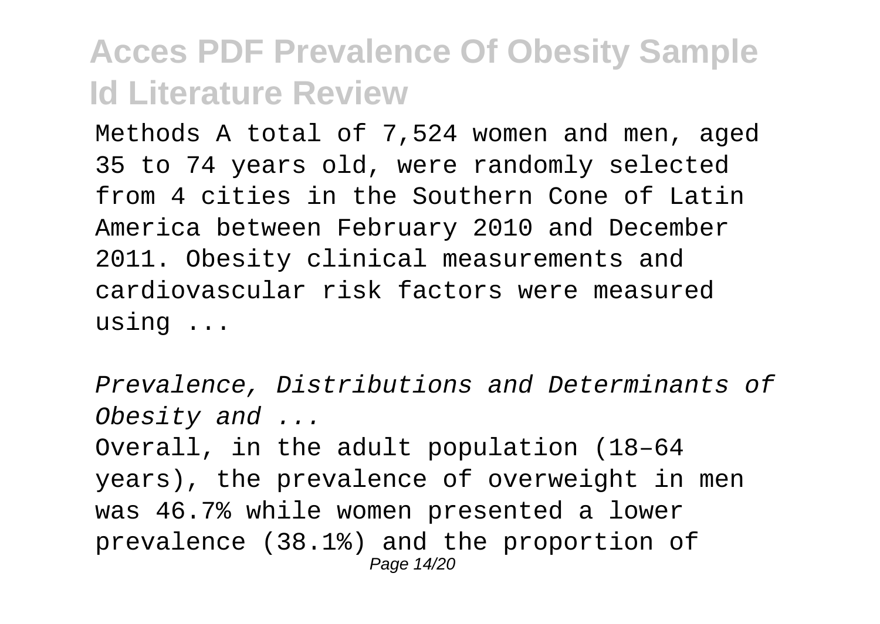Methods A total of 7,524 women and men, aged 35 to 74 years old, were randomly selected from 4 cities in the Southern Cone of Latin America between February 2010 and December 2011. Obesity clinical measurements and cardiovascular risk factors were measured using ...

*Prevalence, Distributions and Determinants of Obesity and ...*

Overall, in the adult population (18–64 years), the prevalence of overweight in men was 46.7% while women presented a lower prevalence (38.1%) and the proportion of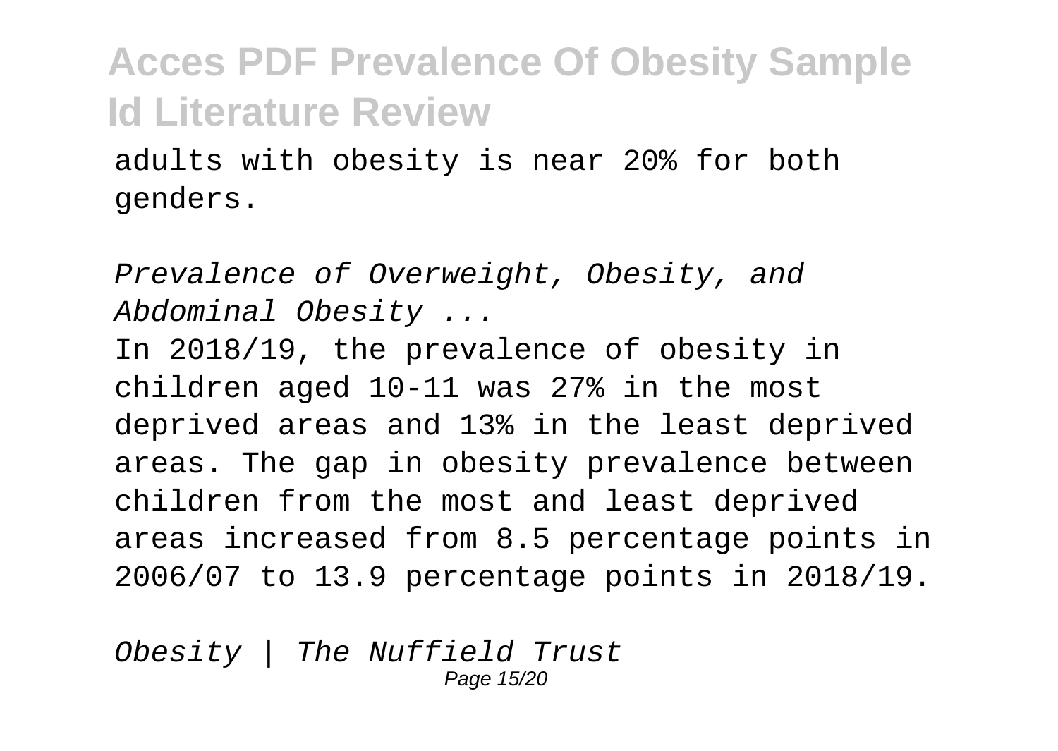adults with obesity is near 20% for both genders.

*Prevalence of Overweight, Obesity, and Abdominal Obesity ...*

In 2018/19, the prevalence of obesity in children aged 10-11 was 27% in the most deprived areas and 13% in the least deprived areas. The gap in obesity prevalence between children from the most and least deprived areas increased from 8.5 percentage points in 2006/07 to 13.9 percentage points in 2018/19.

*Obesity | The Nuffield Trust*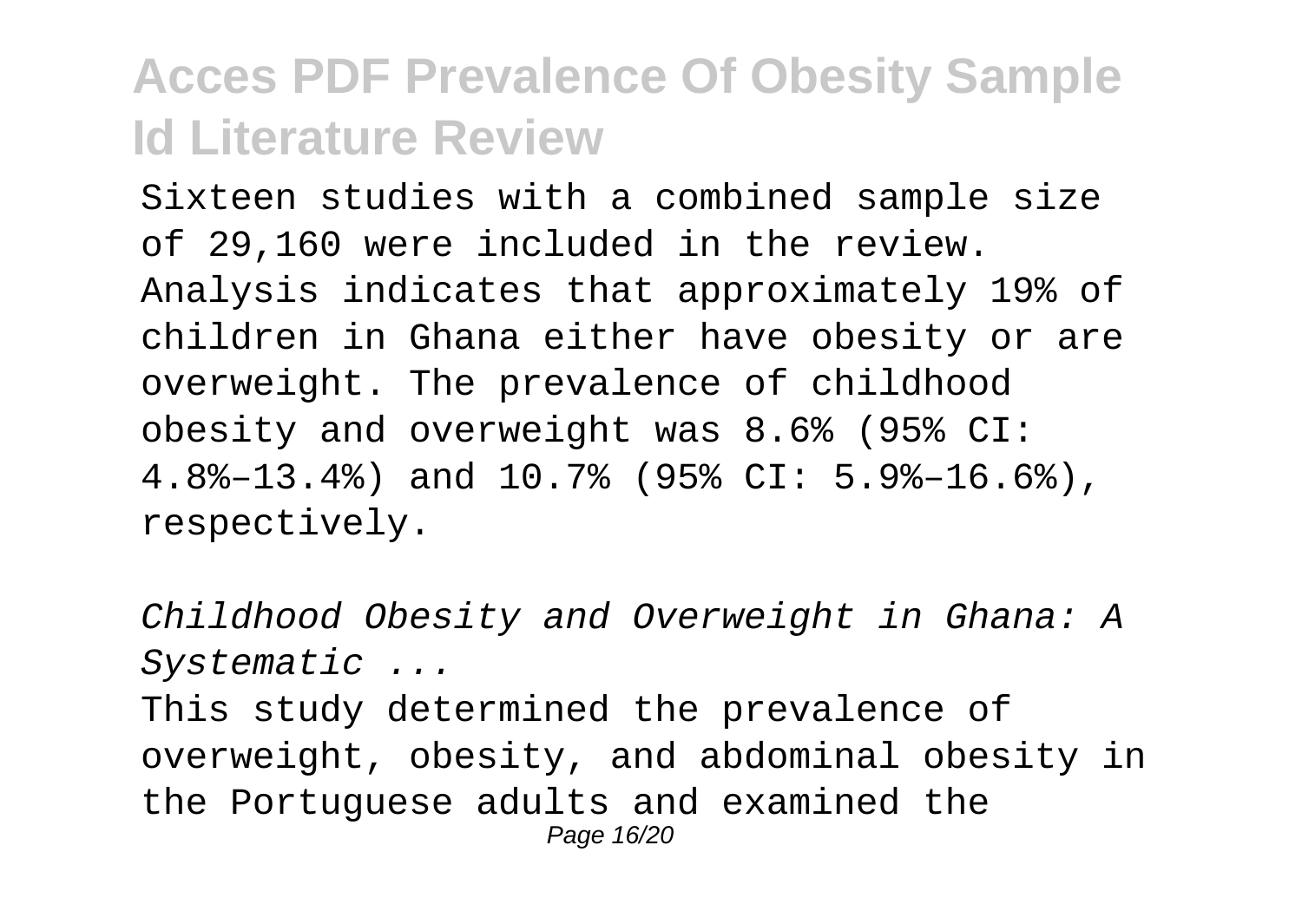Sixteen studies with a combined sample size of 29,160 were included in the review. Analysis indicates that approximately 19% of children in Ghana either have obesity or are overweight. The prevalence of childhood obesity and overweight was 8.6% (95% CI: 4.8%–13.4%) and 10.7% (95% CI: 5.9%–16.6%), respectively.

*Childhood Obesity and Overweight in Ghana: A Systematic ...*

This study determined the prevalence of overweight, obesity, and abdominal obesity in the Portuguese adults and examined the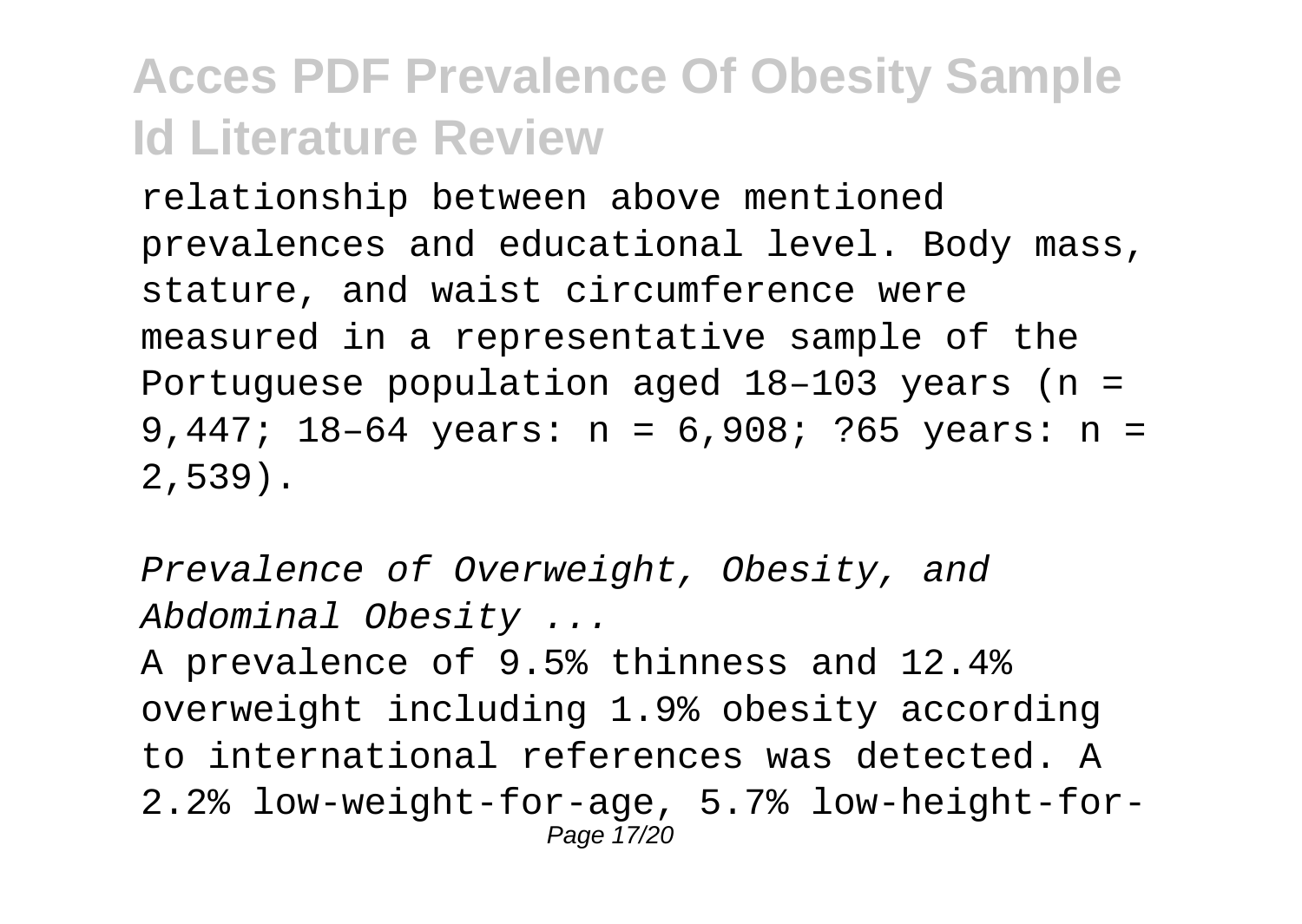relationship between above mentioned prevalences and educational level. Body mass, stature, and waist circumference were measured in a representative sample of the Portuguese population aged 18–103 years (n = 9,447; 18–64 years: n = 6,908; ?65 years: n = 2,539).

*Prevalence of Overweight, Obesity, and Abdominal Obesity ...*

A prevalence of 9.5% thinness and 12.4% overweight including 1.9% obesity according to international references was detected. A 2.2% low-weight-for-age, 5.7% low-height-for-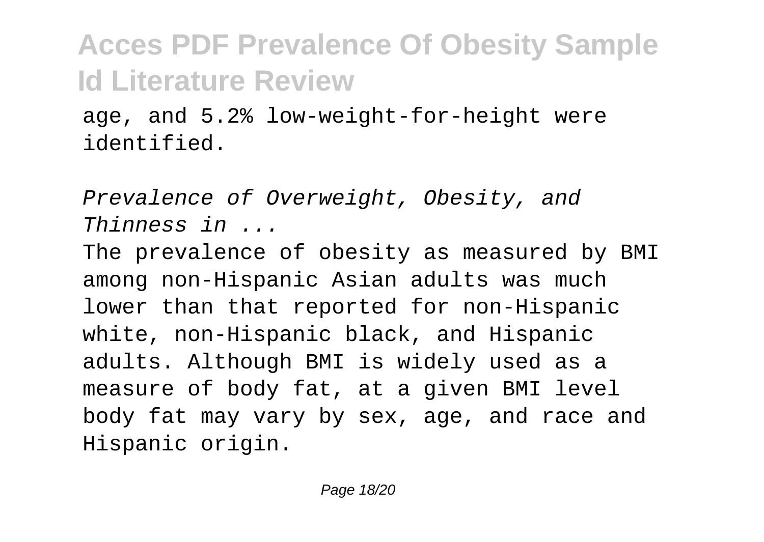age, and 5.2% low-weight-for-height were identified.

*Prevalence of Overweight, Obesity, and Thinness in ...*

The prevalence of obesity as measured by BMI among non-Hispanic Asian adults was much lower than that reported for non-Hispanic white, non-Hispanic black, and Hispanic adults. Although BMI is widely used as a measure of body fat, at a given BMI level body fat may vary by sex, age, and race and Hispanic origin.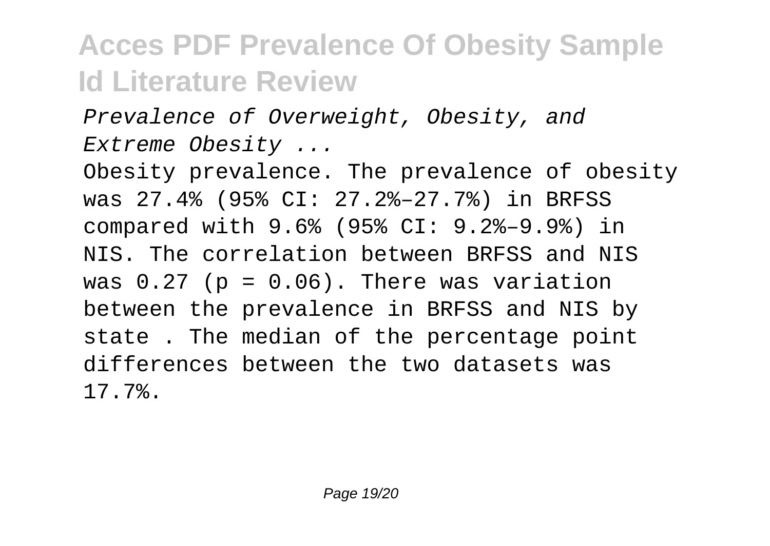*Prevalence of Overweight, Obesity, and Extreme Obesity ...*

Obesity prevalence. The prevalence of obesity was 27.4% (95% CI: 27.2%–27.7%) in BRFSS compared with 9.6% (95% CI: 9.2%–9.9%) in NIS. The correlation between BRFSS and NIS was 0.27 ($p = 0.06$). There was variation between the prevalence in BRFSS and NIS by state . The median of the percentage point differences between the two datasets was 17.7%.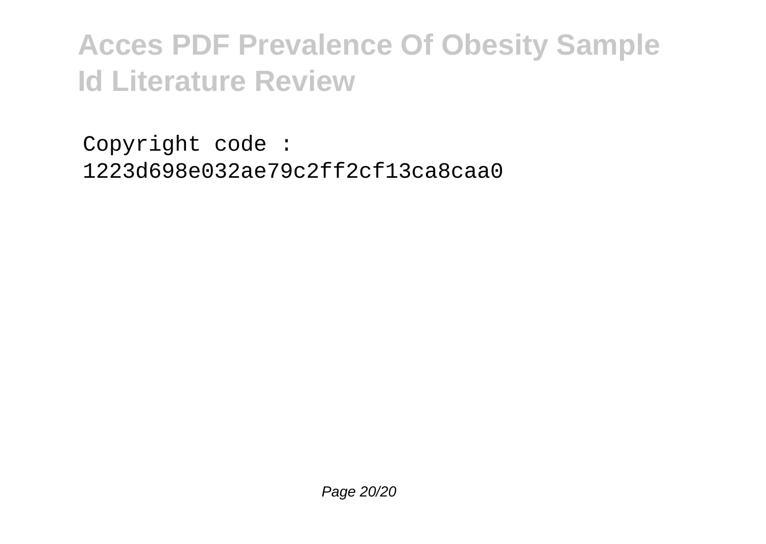Copyright code : 1223d698e032ae79c2ff2cf13ca8caa0